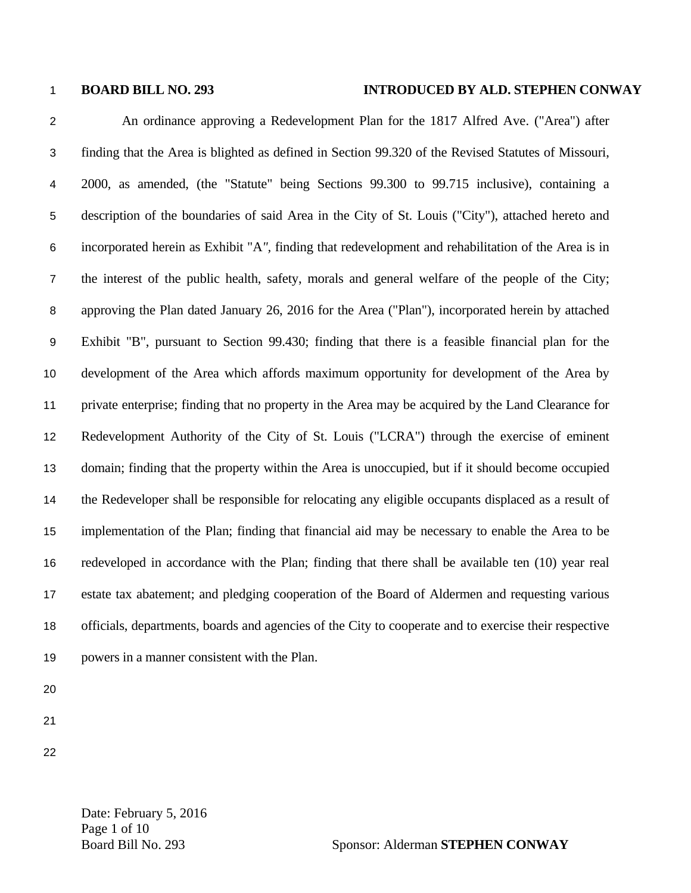**BOARD BILL NO. 293** **INTRODUCED BY ALD. STEPHEN CONWAY**

An ordinance approving a Redevelopment Plan for the 1817 Alfred Ave. ("Area") after finding that the Area is blighted as defined in Section 99.320 of the Revised Statutes of Missouri, 2000, as amended, (the "Statute" being Sections 99.300 to 99.715 inclusive), containing a description of the boundaries of said Area in the City of St. Louis ("City"), attached hereto and incorporated herein as Exhibit "A", finding that redevelopment and rehabilitation of the Area is in the interest of the public health, safety, morals and general welfare of the people of the City; approving the Plan dated January 26, 2016 for the Area ("Plan"), incorporated herein by attached Exhibit "B", pursuant to Section 99.430; finding that there is a feasible financial plan for the development of the Area which affords maximum opportunity for development of the Area by private enterprise; finding that no property in the Area may be acquired by the Land Clearance for Redevelopment Authority of the City of St. Louis ("LCRA") through the exercise of eminent domain; finding that the property within the Area is unoccupied, but if it should become occupied the Redeveloper shall be responsible for relocating any eligible occupants displaced as a result of implementation of the Plan; finding that financial aid may be necessary to enable the Area to be redeveloped in accordance with the Plan; finding that there shall be available ten (10) year real estate tax abatement; and pledging cooperation of the Board of Aldermen and requesting various officials, departments, boards and agencies of the City to cooperate and to exercise their respective powers in a manner consistent with the Plan.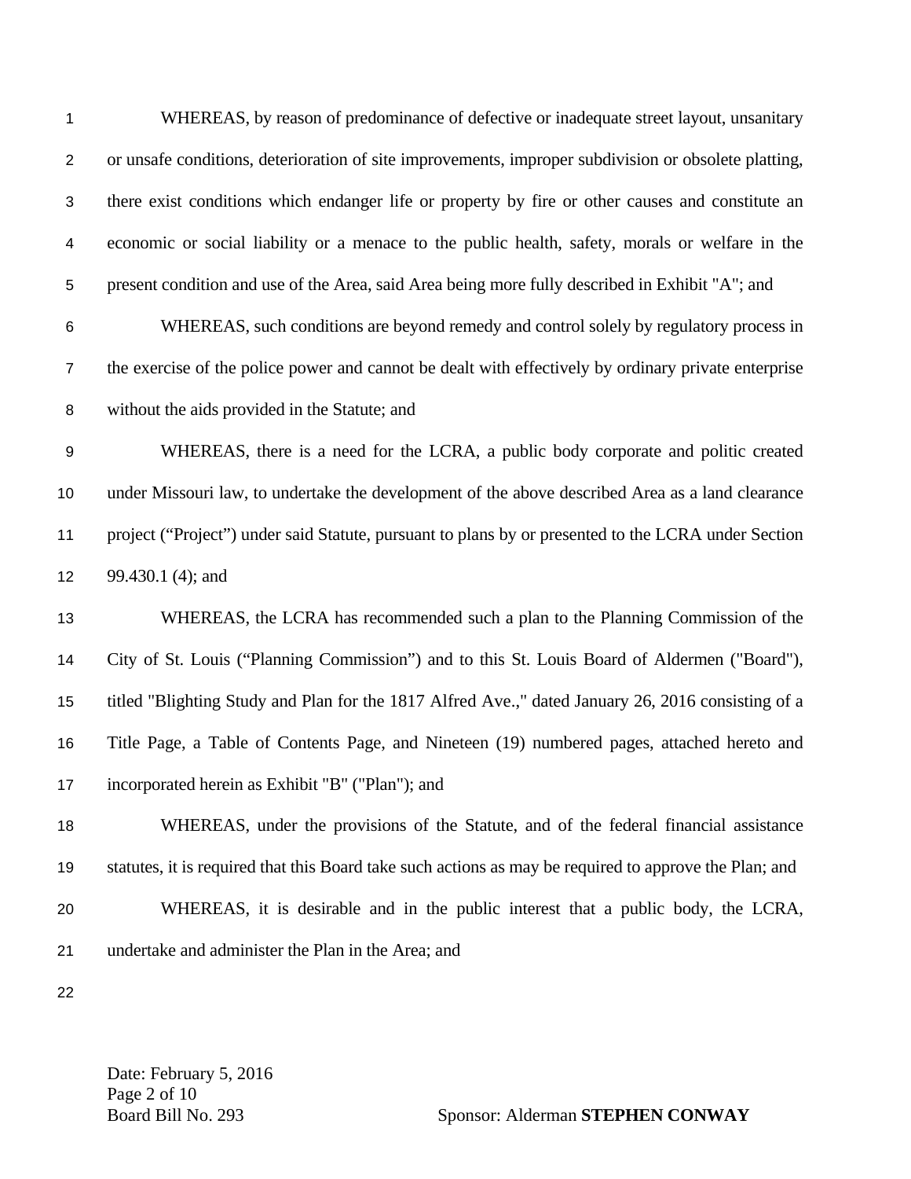WHEREAS, by reason of predominance of defective or inadequate street layout, unsanitary or unsafe conditions, deterioration of site improvements, improper subdivision or obsolete platting, there exist conditions which endanger life or property by fire or other causes and constitute an economic or social liability or a menace to the public health, safety, morals or welfare in the present condition and use of the Area, said Area being more fully described in Exhibit "A"; and

WHEREAS, such conditions are beyond remedy and control solely by regulatory process in the exercise of the police power and cannot be dealt with effectively by ordinary private enterprise without the aids provided in the Statute; and

WHEREAS, there is a need for the LCRA, a public body corporate and politic created under Missouri law, to undertake the development of the above described Area as a land clearance project ("Project") under said Statute, pursuant to plans by or presented to the LCRA under Section 99.430.1 (4); and

WHEREAS, the LCRA has recommended such a plan to the Planning Commission of the City of St. Louis ("Planning Commission") and to this St. Louis Board of Aldermen ("Board"), titled "Blighting Study and Plan for the 1817 Alfred Ave.," dated January 26, 2016 consisting of a Title Page, a Table of Contents Page, and Nineteen (19) numbered pages, attached hereto and incorporated herein as Exhibit "B" ("Plan"); and

WHEREAS, under the provisions of the Statute, and of the federal financial assistance statutes, it is required that this Board take such actions as may be required to approve the Plan; and

WHEREAS, it is desirable and in the public interest that a public body, the LCRA, undertake and administer the Plan in the Area; and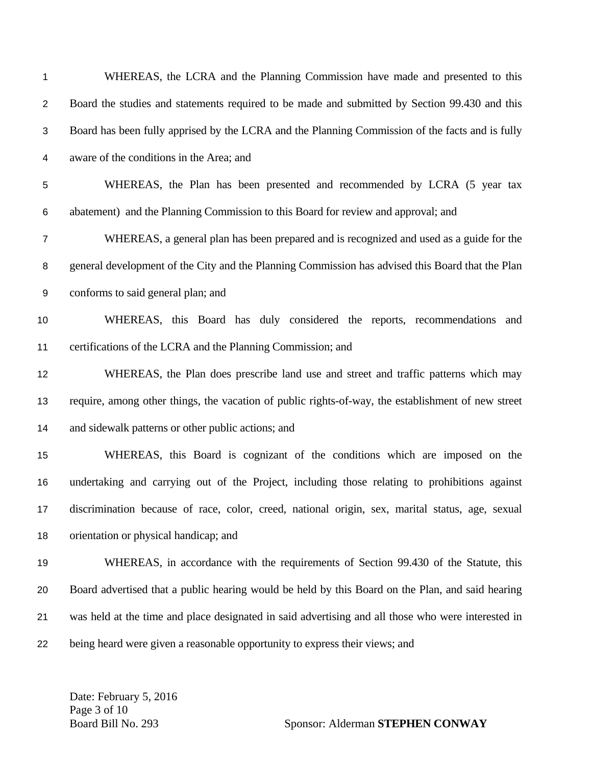WHEREAS, the LCRA and the Planning Commission have made and presented to this Board the studies and statements required to be made and submitted by Section 99.430 and this Board has been fully apprised by the LCRA and the Planning Commission of the facts and is fully aware of the conditions in the Area; and

WHEREAS, the Plan has been presented and recommended by LCRA (5 year tax abatement) and the Planning Commission to this Board for review and approval; and

WHEREAS, a general plan has been prepared and is recognized and used as a guide for the general development of the City and the Planning Commission has advised this Board that the Plan conforms to said general plan; and

WHEREAS, this Board has duly considered the reports, recommendations and certifications of the LCRA and the Planning Commission; and

WHEREAS, the Plan does prescribe land use and street and traffic patterns which may require, among other things, the vacation of public rights-of-way, the establishment of new street and sidewalk patterns or other public actions; and

WHEREAS, this Board is cognizant of the conditions which are imposed on the undertaking and carrying out of the Project, including those relating to prohibitions against discrimination because of race, color, creed, national origin, sex, marital status, age, sexual orientation or physical handicap; and

WHEREAS, in accordance with the requirements of Section 99.430 of the Statute, this Board advertised that a public hearing would be held by this Board on the Plan, and said hearing was held at the time and place designated in said advertising and all those who were interested in being heard were given a reasonable opportunity to express their views; and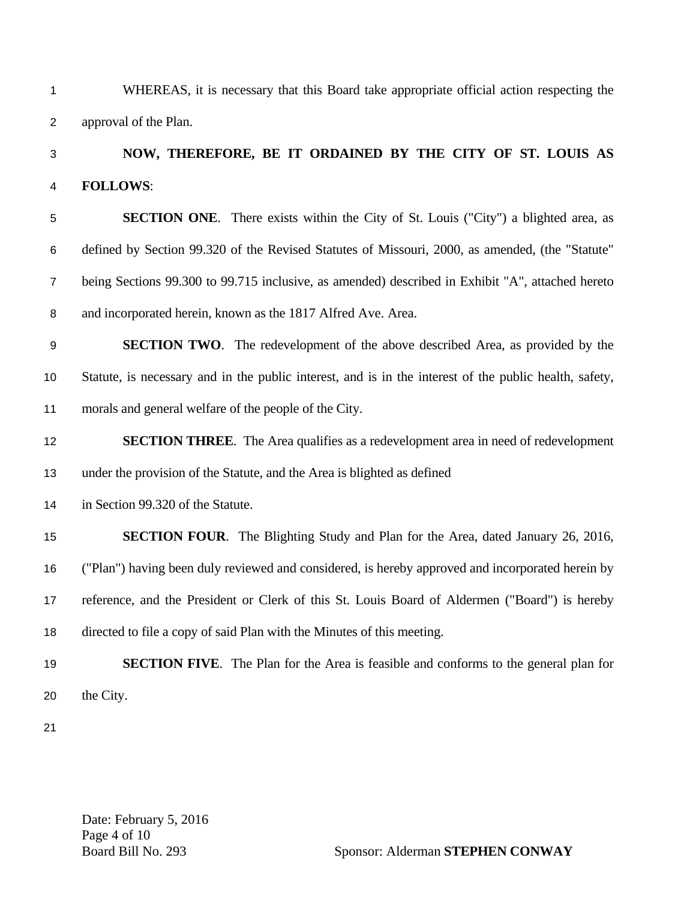WHEREAS, it is necessary that this Board take appropriate official action respecting the approval of the Plan.

**NOW, THEREFORE, BE IT ORDAINED BY THE CITY OF ST. LOUIS AS FOLLOWS**:

**SECTION ONE**. There exists within the City of St. Louis ("City") a blighted area, as defined by Section 99.320 of the Revised Statutes of Missouri, 2000, as amended, (the "Statute" being Sections 99.300 to 99.715 inclusive, as amended) described in Exhibit "A", attached hereto and incorporated herein, known as the 1817 Alfred Ave. Area.

**SECTION TWO**. The redevelopment of the above described Area, as provided by the Statute, is necessary and in the public interest, and is in the interest of the public health, safety, morals and general welfare of the people of the City.

**SECTION THREE**. The Area qualifies as a redevelopment area in need of redevelopment under the provision of the Statute, and the Area is blighted as defined in Section 99.320 of the Statute.

**SECTION FOUR**. The Blighting Study and Plan for the Area, dated January 26, 2016, ("Plan") having been duly reviewed and considered, is hereby approved and incorporated herein by reference, and the President or Clerk of this St. Louis Board of Aldermen ("Board") is hereby directed to file a copy of said Plan with the Minutes of this meeting.

**SECTION FIVE**. The Plan for the Area is feasible and conforms to the general plan for the City.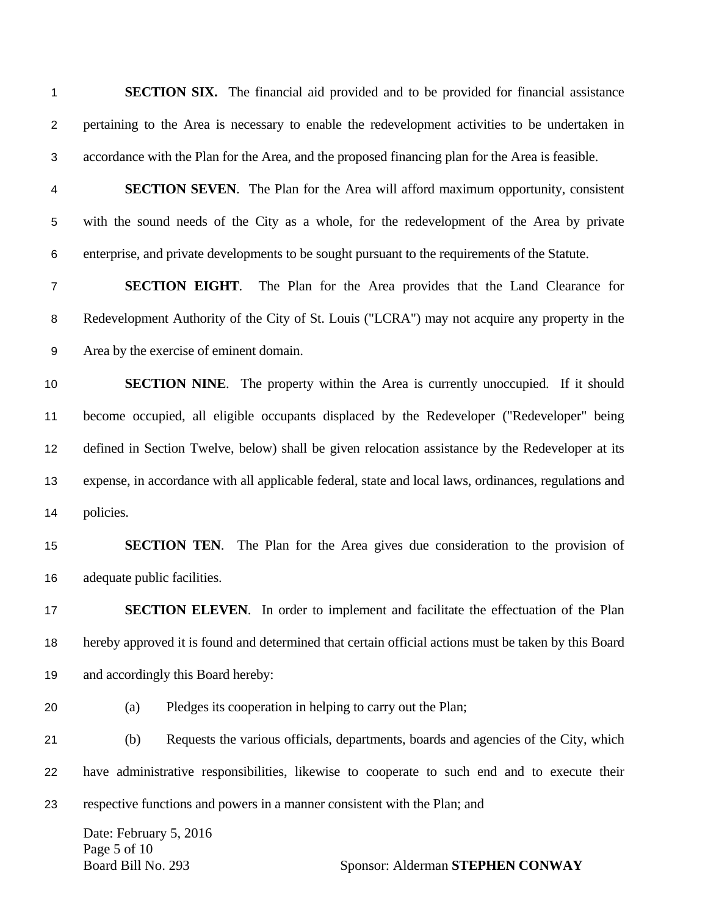**SECTION SIX.** The financial aid provided and to be provided for financial assistance pertaining to the Area is necessary to enable the redevelopment activities to be undertaken in accordance with the Plan for the Area, and the proposed financing plan for the Area is feasible.

**SECTION SEVEN**. The Plan for the Area will afford maximum opportunity, consistent with the sound needs of the City as a whole, for the redevelopment of the Area by private enterprise, and private developments to be sought pursuant to the requirements of the Statute.

**SECTION EIGHT**. The Plan for the Area provides that the Land Clearance for Redevelopment Authority of the City of St. Louis ("LCRA") may not acquire any property in the Area by the exercise of eminent domain.

**SECTION NINE**. The property within the Area is currently unoccupied. If it should become occupied, all eligible occupants displaced by the Redeveloper ("Redeveloper" being defined in Section Twelve, below) shall be given relocation assistance by the Redeveloper at its expense, in accordance with all applicable federal, state and local laws, ordinances, regulations and policies.

**SECTION TEN**. The Plan for the Area gives due consideration to the provision of adequate public facilities.

**SECTION ELEVEN**. In order to implement and facilitate the effectuation of the Plan hereby approved it is found and determined that certain official actions must be taken by this Board and accordingly this Board hereby:

(a) Pledges its cooperation in helping to carry out the Plan;

(b) Requests the various officials, departments, boards and agencies of the City, which have administrative responsibilities, likewise to cooperate to such end and to execute their respective functions and powers in a manner consistent with the Plan; and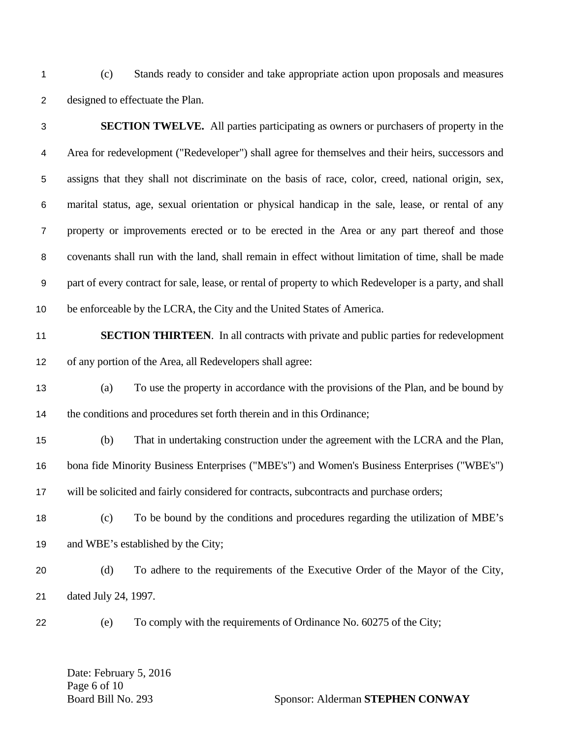(c) Stands ready to consider and take appropriate action upon proposals and measures designed to effectuate the Plan.

**SECTION TWELVE.** All parties participating as owners or purchasers of property in the Area for redevelopment ("Redeveloper") shall agree for themselves and their heirs, successors and assigns that they shall not discriminate on the basis of race, color, creed, national origin, sex, marital status, age, sexual orientation or physical handicap in the sale, lease, or rental of any property or improvements erected or to be erected in the Area or any part thereof and those covenants shall run with the land, shall remain in effect without limitation of time, shall be made part of every contract for sale, lease, or rental of property to which Redeveloper is a party, and shall be enforceable by the LCRA, the City and the United States of America.

**SECTION THIRTEEN**. In all contracts with private and public parties for redevelopment of any portion of the Area, all Redevelopers shall agree:

(a) To use the property in accordance with the provisions of the Plan, and be bound by the conditions and procedures set forth therein and in this Ordinance;

(b) That in undertaking construction under the agreement with the LCRA and the Plan, bona fide Minority Business Enterprises ("MBE's") and Women's Business Enterprises ("WBE's") will be solicited and fairly considered for contracts, subcontracts and purchase orders;

(c) To be bound by the conditions and procedures regarding the utilization of MBE's and WBE's established by the City;

(d) To adhere to the requirements of the Executive Order of the Mayor of the City, dated July 24, 1997.

(e) To comply with the requirements of Ordinance No. 60275 of the City;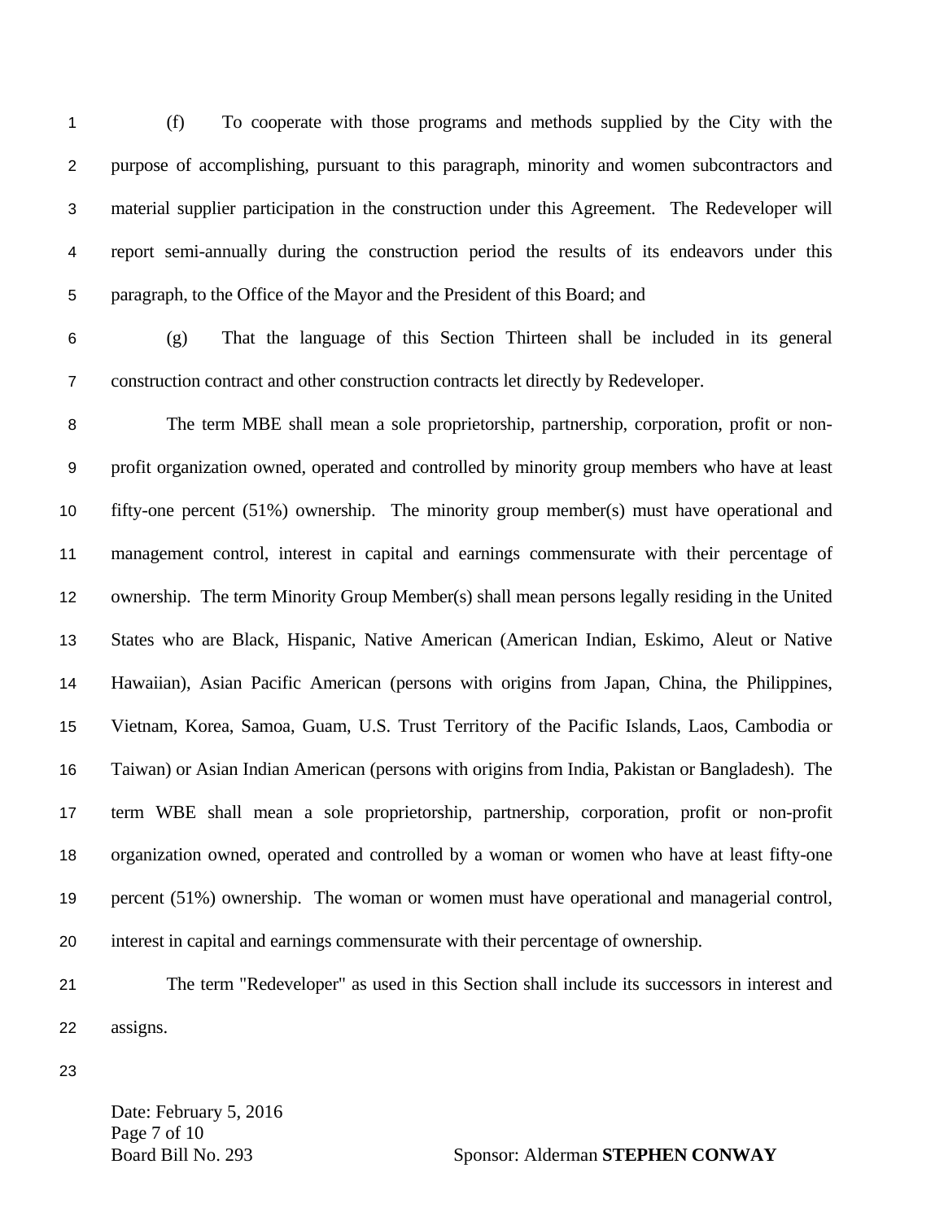(f) To cooperate with those programs and methods supplied by the City with the purpose of accomplishing, pursuant to this paragraph, minority and women subcontractors and material supplier participation in the construction under this Agreement. The Redeveloper will report semi-annually during the construction period the results of its endeavors under this paragraph, to the Office of the Mayor and the President of this Board; and

(g) That the language of this Section Thirteen shall be included in its general construction contract and other construction contracts let directly by Redeveloper.

The term MBE shall mean a sole proprietorship, partnership, corporation, profit or non-profit organization owned, operated and controlled by minority group members who have at least fifty-one percent (51%) ownership. The minority group member(s) must have operational and management control, interest in capital and earnings commensurate with their percentage of ownership. The term Minority Group Member(s) shall mean persons legally residing in the United States who are Black, Hispanic, Native American (American Indian, Eskimo, Aleut or Native Hawaiian), Asian Pacific American (persons with origins from Japan, China, the Philippines, Vietnam, Korea, Samoa, Guam, U.S. Trust Territory of the Pacific Islands, Laos, Cambodia or Taiwan) or Asian Indian American (persons with origins from India, Pakistan or Bangladesh). The term WBE shall mean a sole proprietorship, partnership, corporation, profit or non-profit organization owned, operated and controlled by a woman or women who have at least fifty-one percent (51%) ownership. The woman or women must have operational and managerial control, interest in capital and earnings commensurate with their percentage of ownership.

The term "Redeveloper" as used in this Section shall include its successors in interest and assigns.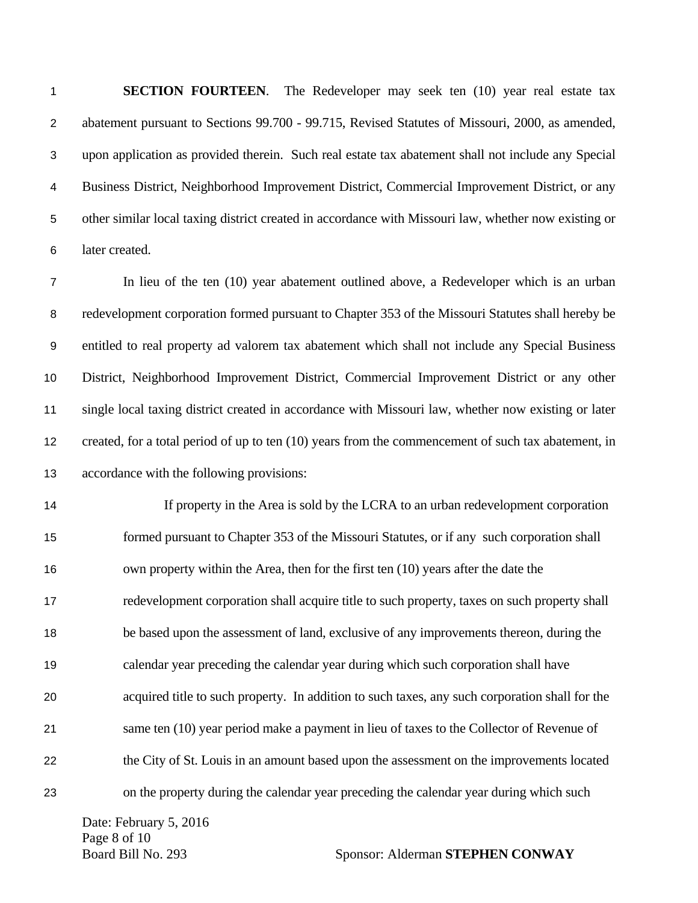**SECTION FOURTEEN**. The Redeveloper may seek ten (10) year real estate tax abatement pursuant to Sections 99.700 - 99.715, Revised Statutes of Missouri, 2000, as amended, upon application as provided therein. Such real estate tax abatement shall not include any Special Business District, Neighborhood Improvement District, Commercial Improvement District, or any other similar local taxing district created in accordance with Missouri law, whether now existing or later created.

In lieu of the ten (10) year abatement outlined above, a Redeveloper which is an urban redevelopment corporation formed pursuant to Chapter 353 of the Missouri Statutes shall hereby be entitled to real property ad valorem tax abatement which shall not include any Special Business District, Neighborhood Improvement District, Commercial Improvement District or any other single local taxing district created in accordance with Missouri law, whether now existing or later created, for a total period of up to ten (10) years from the commencement of such tax abatement, in accordance with the following provisions:

> If property in the Area is sold by the LCRA to an urban redevelopment corporation formed pursuant to Chapter 353 of the Missouri Statutes, or if any such corporation shall own property within the Area, then for the first ten (10) years after the date the redevelopment corporation shall acquire title to such property, taxes on such property shall be based upon the assessment of land, exclusive of any improvements thereon, during the calendar year preceding the calendar year during which such corporation shall have acquired title to such property. In addition to such taxes, any such corporation shall for the same ten (10) year period make a payment in lieu of taxes to the Collector of Revenue of the City of St. Louis in an amount based upon the assessment on the improvements located on the property during the calendar year preceding the calendar year during which such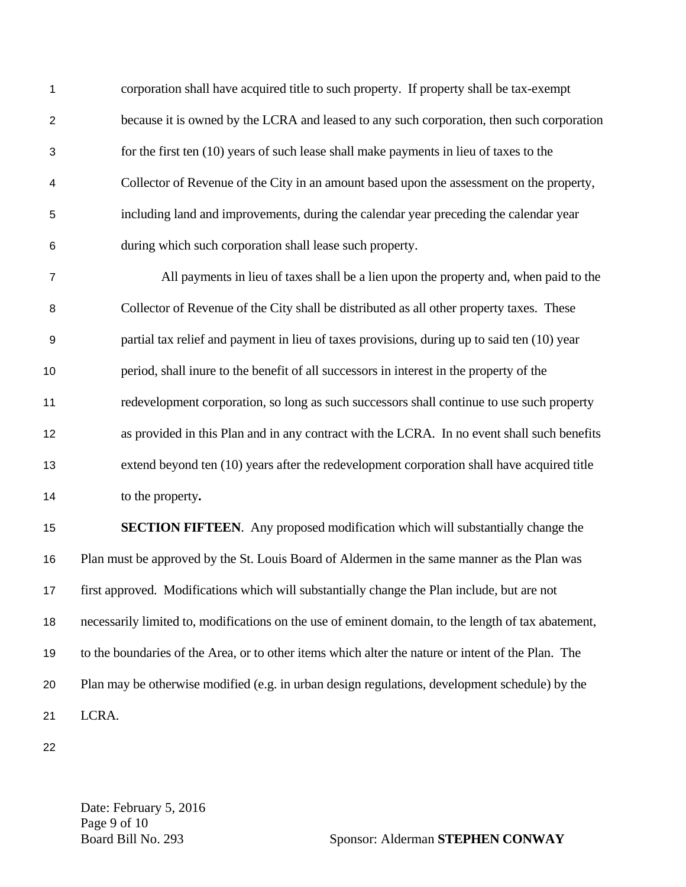corporation shall have acquired title to such property. If property shall be tax-exempt because it is owned by the LCRA and leased to any such corporation, then such corporation for the first ten (10) years of such lease shall make payments in lieu of taxes to the Collector of Revenue of the City in an amount based upon the assessment on the property, including land and improvements, during the calendar year preceding the calendar year during which such corporation shall lease such property.

All payments in lieu of taxes shall be a lien upon the property and, when paid to the Collector of Revenue of the City shall be distributed as all other property taxes. These partial tax relief and payment in lieu of taxes provisions, during up to said ten (10) year period, shall inure to the benefit of all successors in interest in the property of the redevelopment corporation, so long as such successors shall continue to use such property as provided in this Plan and in any contract with the LCRA. In no event shall such benefits extend beyond ten (10) years after the redevelopment corporation shall have acquired title to the property**.**

**SECTION FIFTEEN**. Any proposed modification which will substantially change the Plan must be approved by the St. Louis Board of Aldermen in the same manner as the Plan was first approved. Modifications which will substantially change the Plan include, but are not necessarily limited to, modifications on the use of eminent domain, to the length of tax abatement, to the boundaries of the Area, or to other items which alter the nature or intent of the Plan. The Plan may be otherwise modified (e.g. in urban design regulations, development schedule) by the LCRA.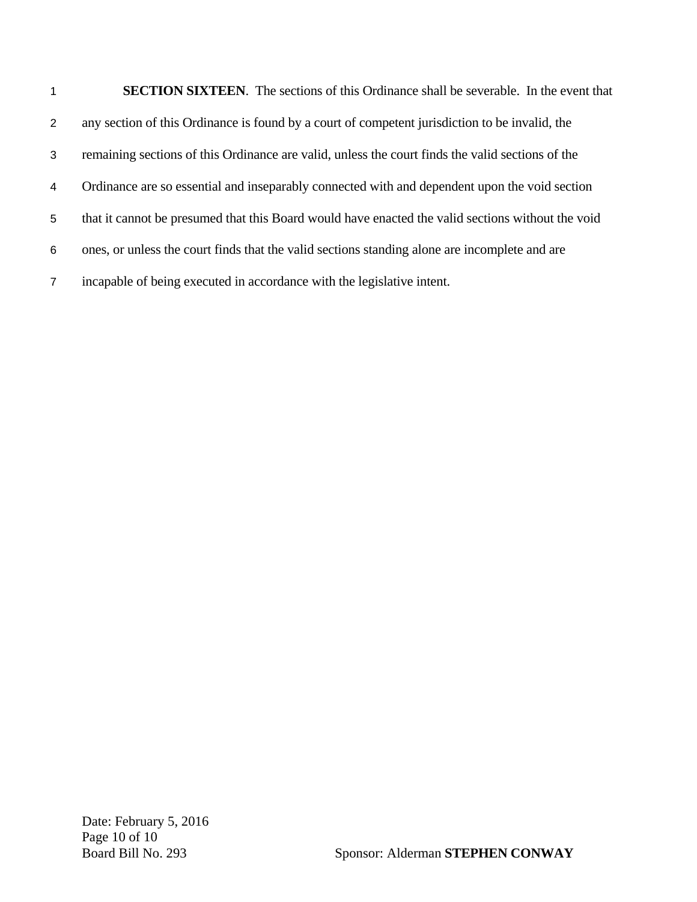**SECTION SIXTEEN**. The sections of this Ordinance shall be severable. In the event that any section of this Ordinance is found by a court of competent jurisdiction to be invalid, the remaining sections of this Ordinance are valid, unless the court finds the valid sections of the Ordinance are so essential and inseparably connected with and dependent upon the void section that it cannot be presumed that this Board would have enacted the valid sections without the void ones, or unless the court finds that the valid sections standing alone are incomplete and are incapable of being executed in accordance with the legislative intent.